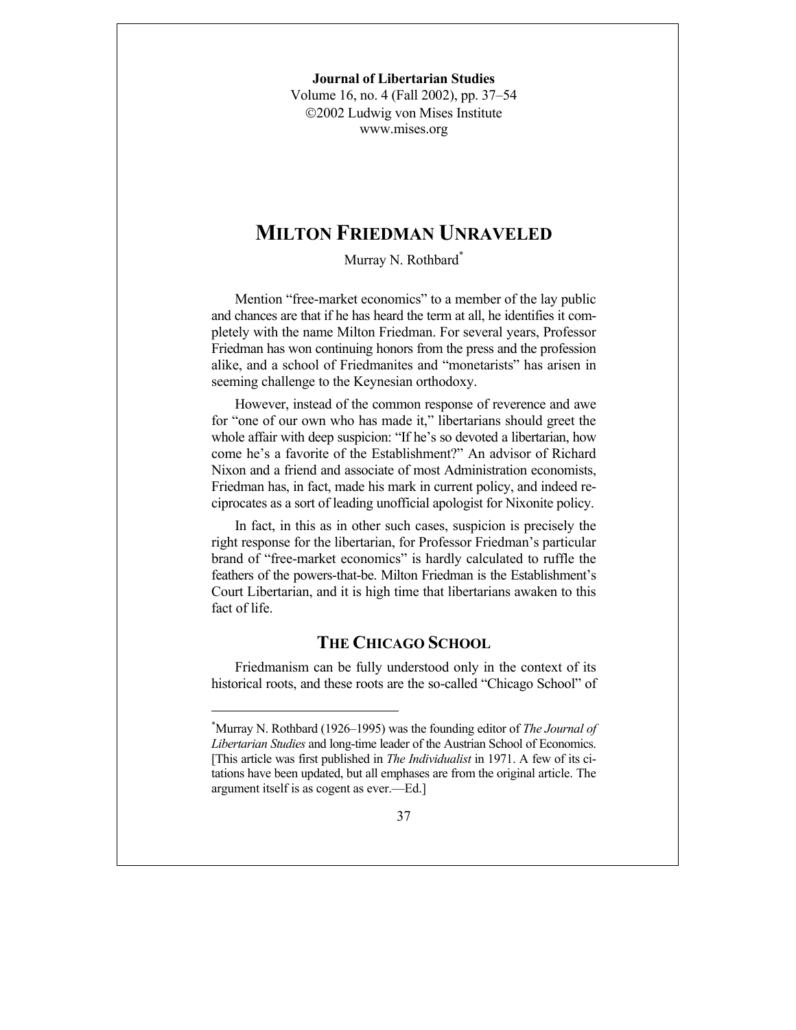# Milton Friedman Unraveled

Murray N. Rothbard[*]

Mention "free-market economics" to a member of the lay public and chances are that if he has heard the term at all, he identifies it completely with the name Milton Friedman. For several years, Professor Friedman has won continuing honors from the press and the profession alike, and a school of Friedmanites and "monetarists" has arisen in seeming challenge to the Keynesian orthodoxy.

However, instead of the common response of reverence and awe for "one of our own who has made it," libertarians should greet the whole affair with deep suspicion: "If he's so devoted a libertarian, how come he's a favorite of the Establishment?" An advisor of Richard Nixon and a friend and associate of most Administration economists, Friedman has, in fact, made his mark in current policy, and indeed reciprocates as a sort of leading unofficial apologist for Nixonite policy.

In fact, in this as in other such cases, suspicion is precisely the right response for the libertarian, for Professor Friedman's particular brand of "free-market economics" is hardly calculated to ruffle the feathers of the powers-that-be. Milton Friedman is the Establishment's Court Libertarian, and it is high time that libertarians awaken to this fact of life.

## The Chicago School

Friedmanism can be fully understood only in the context of its historical roots, and these roots are the so-called "Chicago School" of

---

[*] Murray N. Rothbard (1926–1995) was the founding editor of *The Journal of Libertarian Studies* and long-time leader of the Austrian School of Economics. [This article was first published in *The Individualist* in 1971. A few of its citations have been updated, but all emphases are from the original article. The argument itself is as cogent as ever.—Ed.]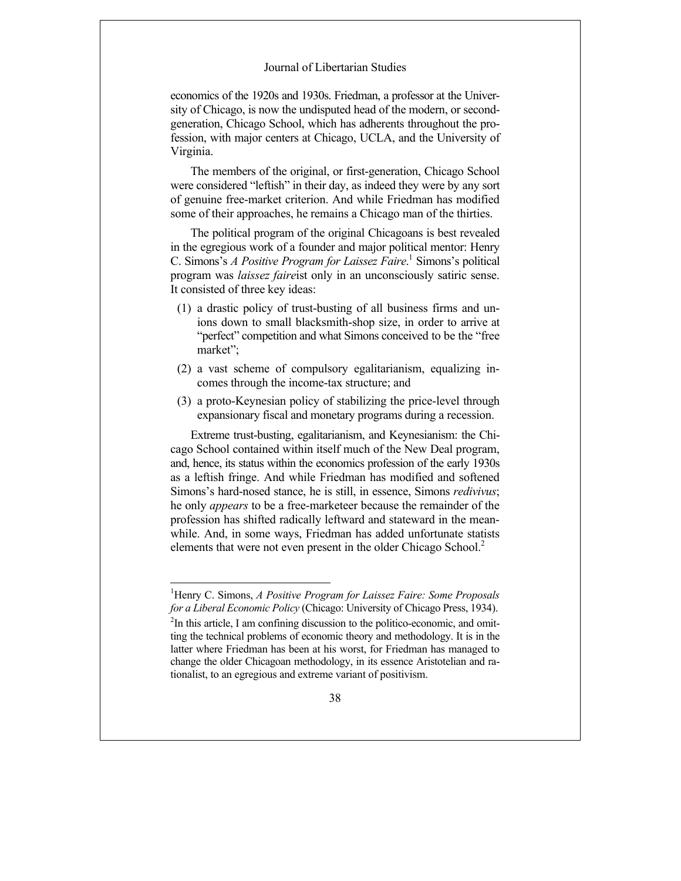economics of the 1920s and 1930s. Friedman, a professor at the University of Chicago, is now the undisputed head of the modern, or second-generation, Chicago School, which has adherents throughout the profession, with major centers at Chicago, UCLA, and the University of Virginia.

The members of the original, or first-generation, Chicago School were considered "leftish" in their day, as indeed they were by any sort of genuine free-market criterion. And while Friedman has modified some of their approaches, he remains a Chicago man of the thirties.

The political program of the original Chicagoans is best revealed in the egregious work of a founder and major political mentor: Henry C. Simons's *A Positive Program for Laissez Faire*.[1] Simons's political program was *laissez faire*ist only in an unconsciously satiric sense. It consisted of three key ideas:

(1) a drastic policy of trust-busting of all business firms and unions down to small blacksmith-shop size, in order to arrive at "perfect" competition and what Simons conceived to be the "free market";

(2) a vast scheme of compulsory egalitarianism, equalizing incomes through the income-tax structure; and

(3) a proto-Keynesian policy of stabilizing the price-level through expansionary fiscal and monetary programs during a recession.

Extreme trust-busting, egalitarianism, and Keynesianism: the Chicago School contained within itself much of the New Deal program, and, hence, its status within the economics profession of the early 1930s as a leftish fringe. And while Friedman has modified and softened Simons's hard-nosed stance, he is still, in essence, Simons *redivivus*; he only *appears* to be a free-marketeer because the remainder of the profession has shifted radically leftward and stateward in the meanwhile. And, in some ways, Friedman has added unfortunate statists elements that were not even present in the older Chicago School.[2]

---

[1]Henry C. Simons, *A Positive Program for Laissez Faire: Some Proposals for a Liberal Economic Policy* (Chicago: University of Chicago Press, 1934).

[2]In this article, I am confining discussion to the politico-economic, and omitting the technical problems of economic theory and methodology. It is in the latter where Friedman has been at his worst, for Friedman has managed to change the older Chicagoan methodology, in its essence Aristotelian and rationalist, to an egregious and extreme variant of positivism.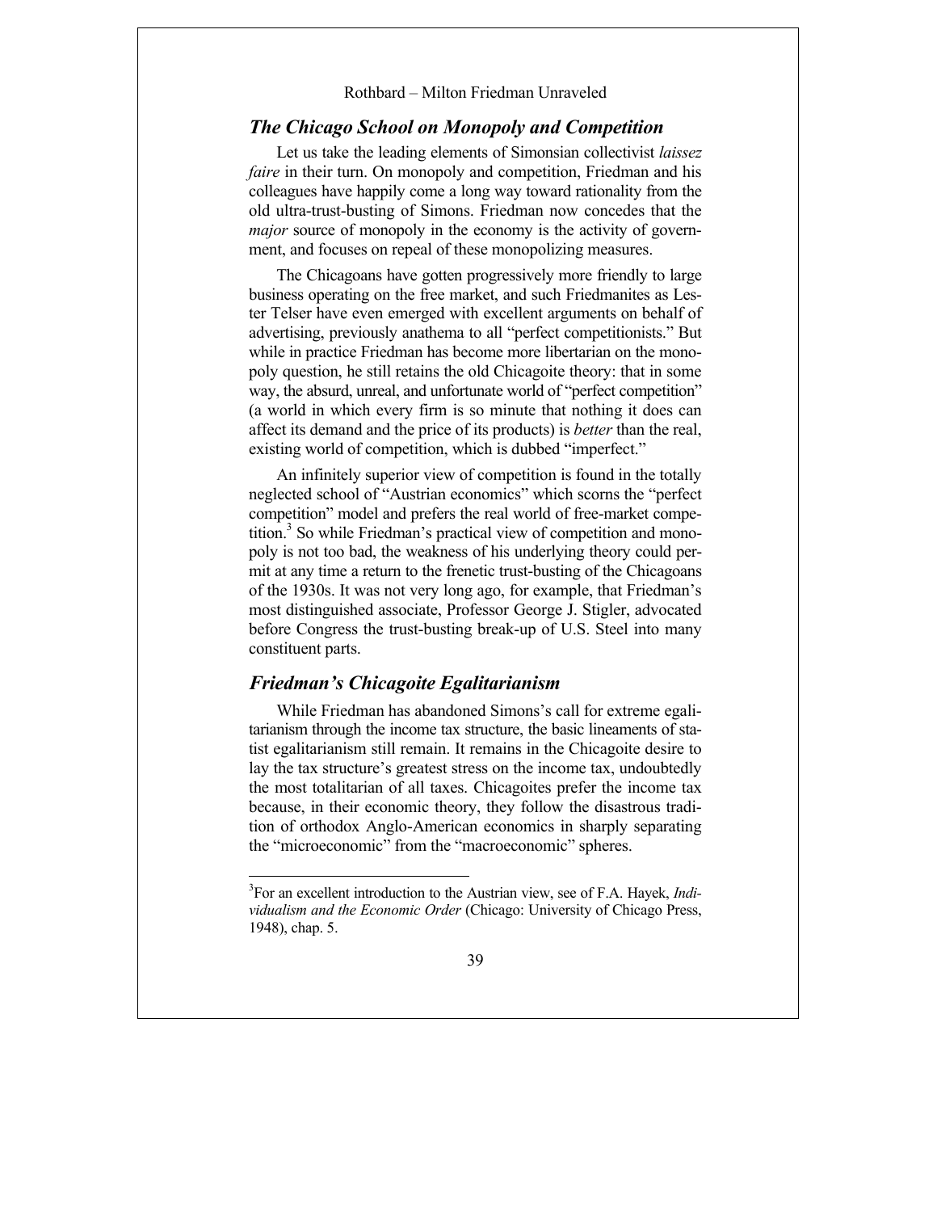## *The Chicago School on Monopoly and Competition*

Let us take the leading elements of Simonsian collectivist *laissez faire* in their turn. On monopoly and competition, Friedman and his colleagues have happily come a long way toward rationality from the old ultra-trust-busting of Simons. Friedman now concedes that the *major* source of monopoly in the economy is the activity of government, and focuses on repeal of these monopolizing measures.

The Chicagoans have gotten progressively more friendly to large business operating on the free market, and such Friedmanites as Lester Telser have even emerged with excellent arguments on behalf of advertising, previously anathema to all "perfect competitionists." But while in practice Friedman has become more libertarian on the monopoly question, he still retains the old Chicagoite theory: that in some way, the absurd, unreal, and unfortunate world of "perfect competition" (a world in which every firm is so minute that nothing it does can affect its demand and the price of its products) is *better* than the real, existing world of competition, which is dubbed "imperfect."

An infinitely superior view of competition is found in the totally neglected school of "Austrian economics" which scorns the "perfect competition" model and prefers the real world of free-market competition.[3] So while Friedman's practical view of competition and monopoly is not too bad, the weakness of his underlying theory could permit at any time a return to the frenetic trust-busting of the Chicagoans of the 1930s. It was not very long ago, for example, that Friedman's most distinguished associate, Professor George J. Stigler, advocated before Congress the trust-busting break-up of U.S. Steel into many constituent parts.

## *Friedman's Chicagoite Egalitarianism*

While Friedman has abandoned Simons's call for extreme egalitarianism through the income tax structure, the basic lineaments of statist egalitarianism still remain. It remains in the Chicagoite desire to lay the tax structure's greatest stress on the income tax, undoubtedly the most totalitarian of all taxes. Chicagoites prefer the income tax because, in their economic theory, they follow the disastrous tradition of orthodox Anglo-American economics in sharply separating the "microeconomic" from the "macroeconomic" spheres.

---

[3]For an excellent introduction to the Austrian view, see of F.A. Hayek, *Individualism and the Economic Order* (Chicago: University of Chicago Press, 1948), chap. 5.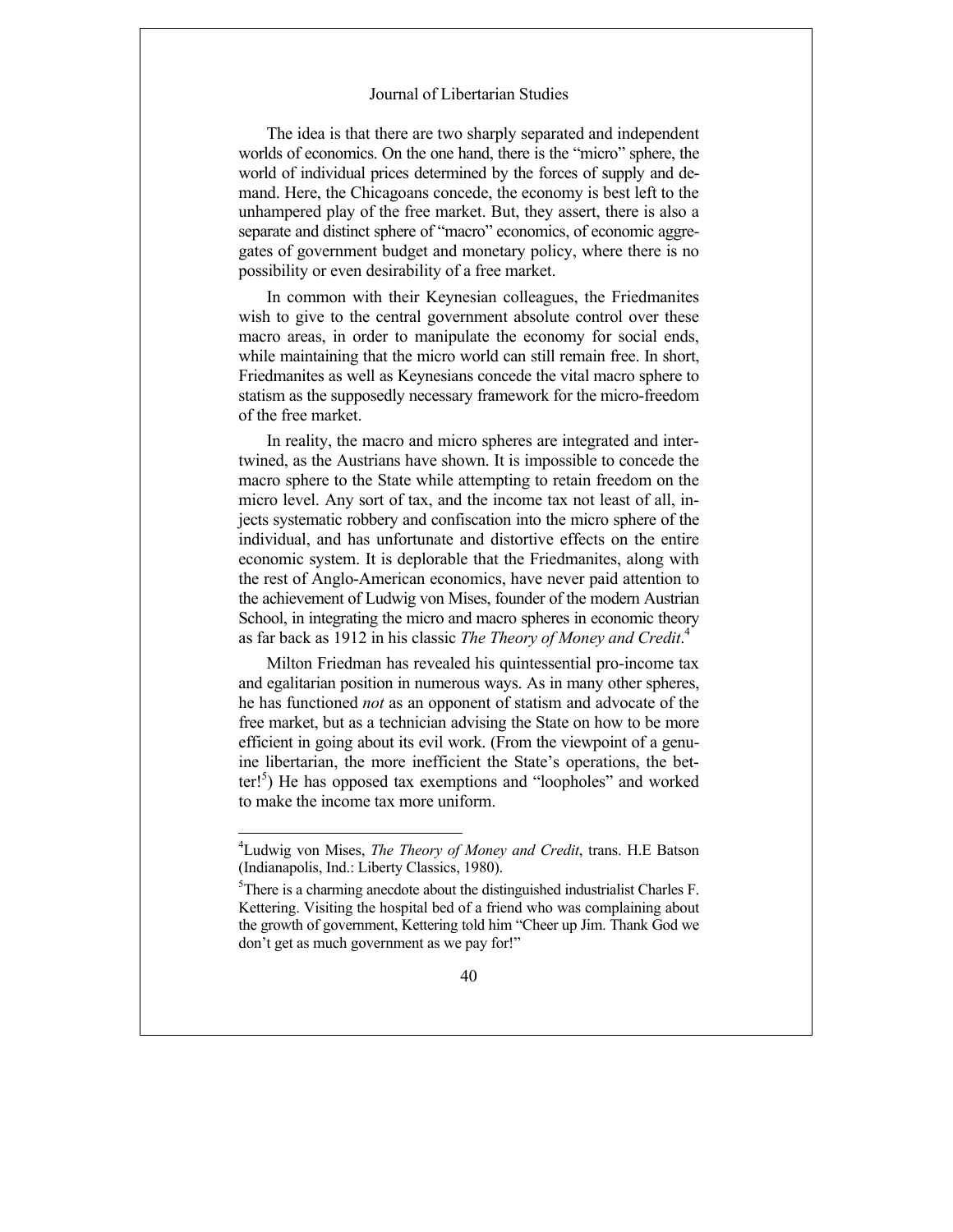The idea is that there are two sharply separated and independent worlds of economics. On the one hand, there is the "micro" sphere, the world of individual prices determined by the forces of supply and demand. Here, the Chicagoans concede, the economy is best left to the unhampered play of the free market. But, they assert, there is also a separate and distinct sphere of "macro" economics, of economic aggregates of government budget and monetary policy, where there is no possibility or even desirability of a free market.

In common with their Keynesian colleagues, the Friedmanites wish to give to the central government absolute control over these macro areas, in order to manipulate the economy for social ends, while maintaining that the micro world can still remain free. In short, Friedmanites as well as Keynesians concede the vital macro sphere to statism as the supposedly necessary framework for the micro-freedom of the free market.

In reality, the macro and micro spheres are integrated and intertwined, as the Austrians have shown. It is impossible to concede the macro sphere to the State while attempting to retain freedom on the micro level. Any sort of tax, and the income tax not least of all, injects systematic robbery and confiscation into the micro sphere of the individual, and has unfortunate and distortive effects on the entire economic system. It is deplorable that the Friedmanites, along with the rest of Anglo-American economics, have never paid attention to the achievement of Ludwig von Mises, founder of the modern Austrian School, in integrating the micro and macro spheres in economic theory as far back as 1912 in his classic *The Theory of Money and Credit*.[4]

Milton Friedman has revealed his quintessential pro-income tax and egalitarian position in numerous ways. As in many other spheres, he has functioned *not* as an opponent of statism and advocate of the free market, but as a technician advising the State on how to be more efficient in going about its evil work. (From the viewpoint of a genuine libertarian, the more inefficient the State's operations, the better![5]) He has opposed tax exemptions and "loopholes" and worked to make the income tax more uniform.

---

[4] Ludwig von Mises, *The Theory of Money and Credit*, trans. H.E Batson (Indianapolis, Ind.: Liberty Classics, 1980).

[5] There is a charming anecdote about the distinguished industrialist Charles F. Kettering. Visiting the hospital bed of a friend who was complaining about the growth of government, Kettering told him "Cheer up Jim. Thank God we don't get as much government as we pay for!"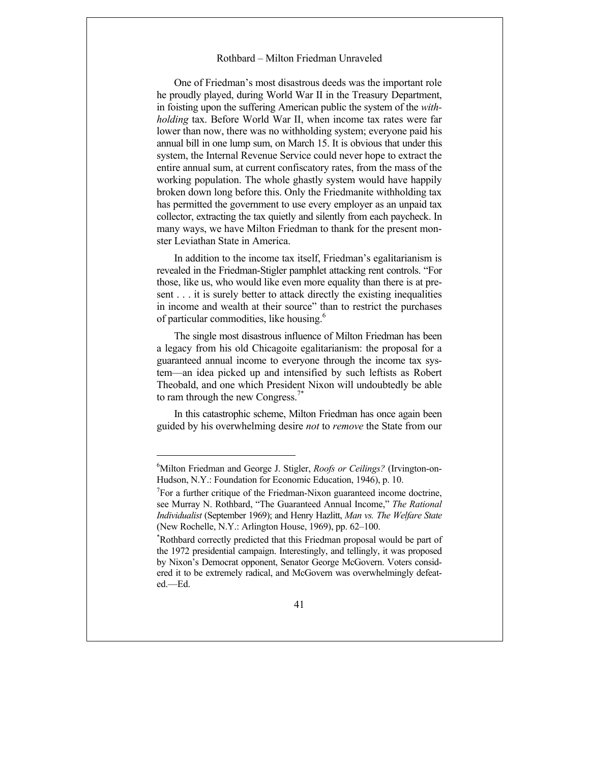One of Friedman's most disastrous deeds was the important role he proudly played, during World War II in the Treasury Department, in foisting upon the suffering American public the system of the *withholding* tax. Before World War II, when income tax rates were far lower than now, there was no withholding system; everyone paid his annual bill in one lump sum, on March 15. It is obvious that under this system, the Internal Revenue Service could never hope to extract the entire annual sum, at current confiscatory rates, from the mass of the working population. The whole ghastly system would have happily broken down long before this. Only the Friedmanite withholding tax has permitted the government to use every employer as an unpaid tax collector, extracting the tax quietly and silently from each paycheck. In many ways, we have Milton Friedman to thank for the present monster Leviathan State in America.

In addition to the income tax itself, Friedman's egalitarianism is revealed in the Friedman-Stigler pamphlet attacking rent controls. "For those, like us, who would like even more equality than there is at present . . . it is surely better to attack directly the existing inequalities in income and wealth at their source" than to restrict the purchases of particular commodities, like housing.[6]

The single most disastrous influence of Milton Friedman has been a legacy from his old Chicagoite egalitarianism: the proposal for a guaranteed annual income to everyone through the income tax system—an idea picked up and intensified by such leftists as Robert Theobald, and one which President Nixon will undoubtedly be able to ram through the new Congress.[7*]

In this catastrophic scheme, Milton Friedman has once again been guided by his overwhelming desire *not* to *remove* the State from our

---

[6] Milton Friedman and George J. Stigler, *Roofs or Ceilings?* (Irvington-on-Hudson, N.Y.: Foundation for Economic Education, 1946), p. 10.

[7] For a further critique of the Friedman-Nixon guaranteed income doctrine, see Murray N. Rothbard, "The Guaranteed Annual Income," *The Rational Individualist* (September 1969); and Henry Hazlitt, *Man vs. The Welfare State* (New Rochelle, N.Y.: Arlington House, 1969), pp. 62–100.

[*] Rothbard correctly predicted that this Friedman proposal would be part of the 1972 presidential campaign. Interestingly, and tellingly, it was proposed by Nixon's Democrat opponent, Senator George McGovern. Voters considered it to be extremely radical, and McGovern was overwhelmingly defeated.—Ed.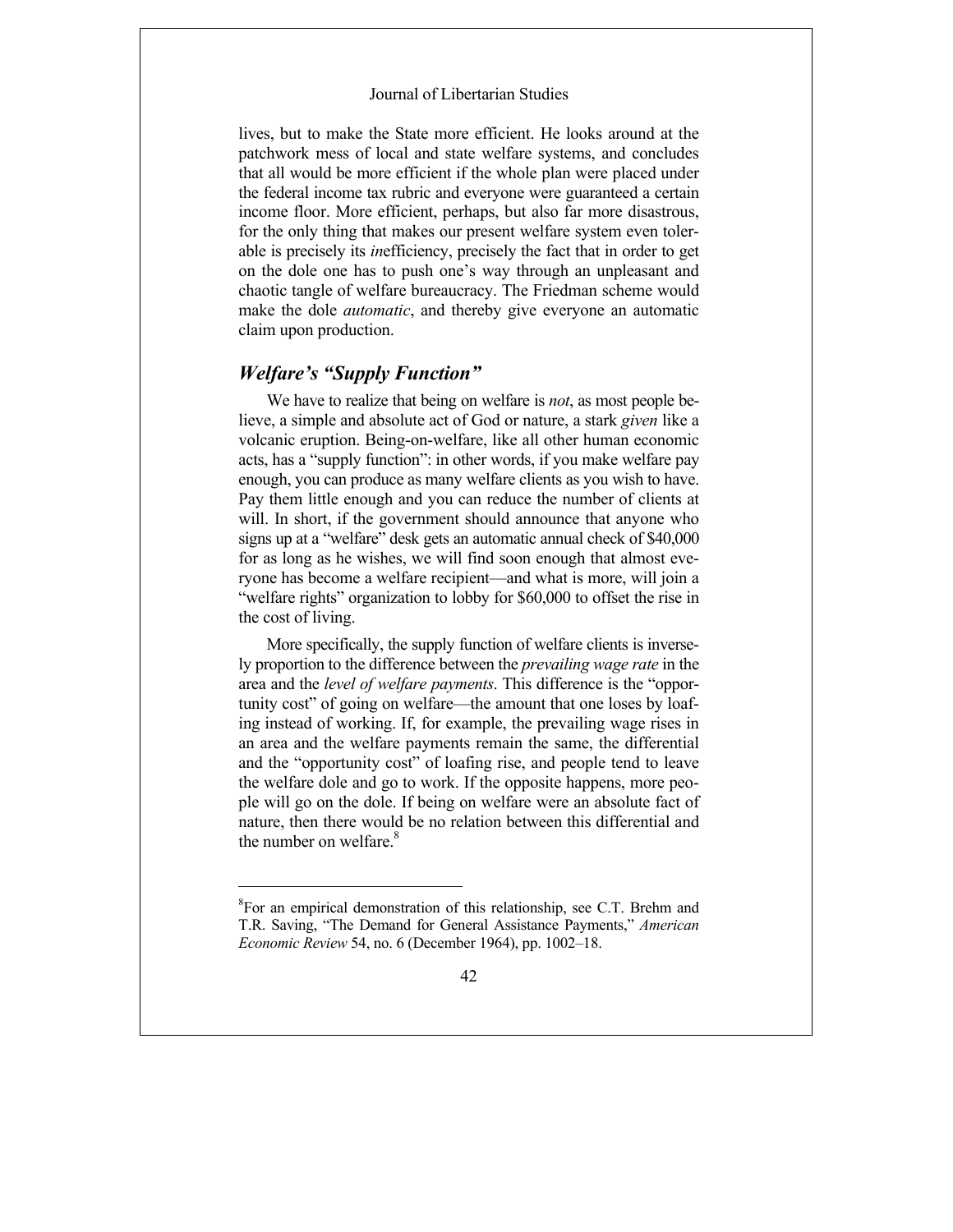lives, but to make the State more efficient. He looks around at the patchwork mess of local and state welfare systems, and concludes that all would be more efficient if the whole plan were placed under the federal income tax rubric and everyone were guaranteed a certain income floor. More efficient, perhaps, but also far more disastrous, for the only thing that makes our present welfare system even tolerable is precisely its *in*efficiency, precisely the fact that in order to get on the dole one has to push one's way through an unpleasant and chaotic tangle of welfare bureaucracy. The Friedman scheme would make the dole *automatic*, and thereby give everyone an automatic claim upon production.

## *Welfare's "Supply Function"*

We have to realize that being on welfare is *not*, as most people believe, a simple and absolute act of God or nature, a stark *given* like a volcanic eruption. Being-on-welfare, like all other human economic acts, has a "supply function": in other words, if you make welfare pay enough, you can produce as many welfare clients as you wish to have. Pay them little enough and you can reduce the number of clients at will. In short, if the government should announce that anyone who signs up at a "welfare" desk gets an automatic annual check of $40,000 for as long as he wishes, we will find soon enough that almost everyone has become a welfare recipient—and what is more, will join a "welfare rights" organization to lobby for $60,000 to offset the rise in the cost of living.

More specifically, the supply function of welfare clients is inversely proportion to the difference between the *prevailing wage rate* in the area and the *level of welfare payments*. This difference is the "opportunity cost" of going on welfare—the amount that one loses by loafing instead of working. If, for example, the prevailing wage rises in an area and the welfare payments remain the same, the differential and the "opportunity cost" of loafing rise, and people tend to leave the welfare dole and go to work. If the opposite happens, more people will go on the dole. If being on welfare were an absolute fact of nature, then there would be no relation between this differential and the number on welfare.[8]

---

[8]For an empirical demonstration of this relationship, see C.T. Brehm and T.R. Saving, "The Demand for General Assistance Payments," *American Economic Review* 54, no. 6 (December 1964), pp. 1002–18.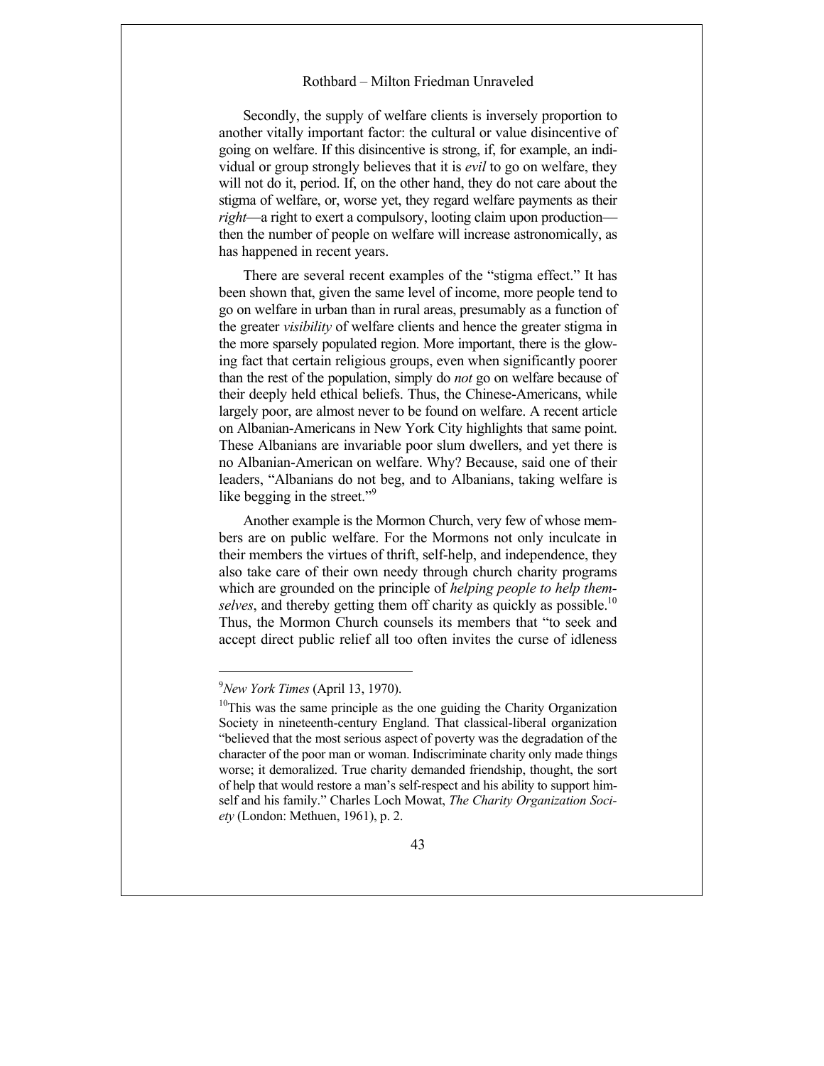Secondly, the supply of welfare clients is inversely proportion to another vitally important factor: the cultural or value disincentive of going on welfare. If this disincentive is strong, if, for example, an individual or group strongly believes that it is *evil* to go on welfare, they will not do it, period. If, on the other hand, they do not care about the stigma of welfare, or, worse yet, they regard welfare payments as their *right*—a right to exert a compulsory, looting claim upon production—then the number of people on welfare will increase astronomically, as has happened in recent years.

There are several recent examples of the "stigma effect." It has been shown that, given the same level of income, more people tend to go on welfare in urban than in rural areas, presumably as a function of the greater *visibility* of welfare clients and hence the greater stigma in the more sparsely populated region. More important, there is the glowing fact that certain religious groups, even when significantly poorer than the rest of the population, simply do *not* go on welfare because of their deeply held ethical beliefs. Thus, the Chinese-Americans, while largely poor, are almost never to be found on welfare. A recent article on Albanian-Americans in New York City highlights that same point. These Albanians are invariable poor slum dwellers, and yet there is no Albanian-American on welfare. Why? Because, said one of their leaders, "Albanians do not beg, and to Albanians, taking welfare is like begging in the street."[9]

Another example is the Mormon Church, very few of whose members are on public welfare. For the Mormons not only inculcate in their members the virtues of thrift, self-help, and independence, they also take care of their own needy through church charity programs which are grounded on the principle of *helping people to help themselves*, and thereby getting them off charity as quickly as possible.[10] Thus, the Mormon Church counsels its members that "to seek and accept direct public relief all too often invites the curse of idleness

---

[9] *New York Times* (April 13, 1970).

[10] This was the same principle as the one guiding the Charity Organization Society in nineteenth-century England. That classical-liberal organization "believed that the most serious aspect of poverty was the degradation of the character of the poor man or woman. Indiscriminate charity only made things worse; it demoralized. True charity demanded friendship, thought, the sort of help that would restore a man's self-respect and his ability to support himself and his family." Charles Loch Mowat, *The Charity Organization Society* (London: Methuen, 1961), p. 2.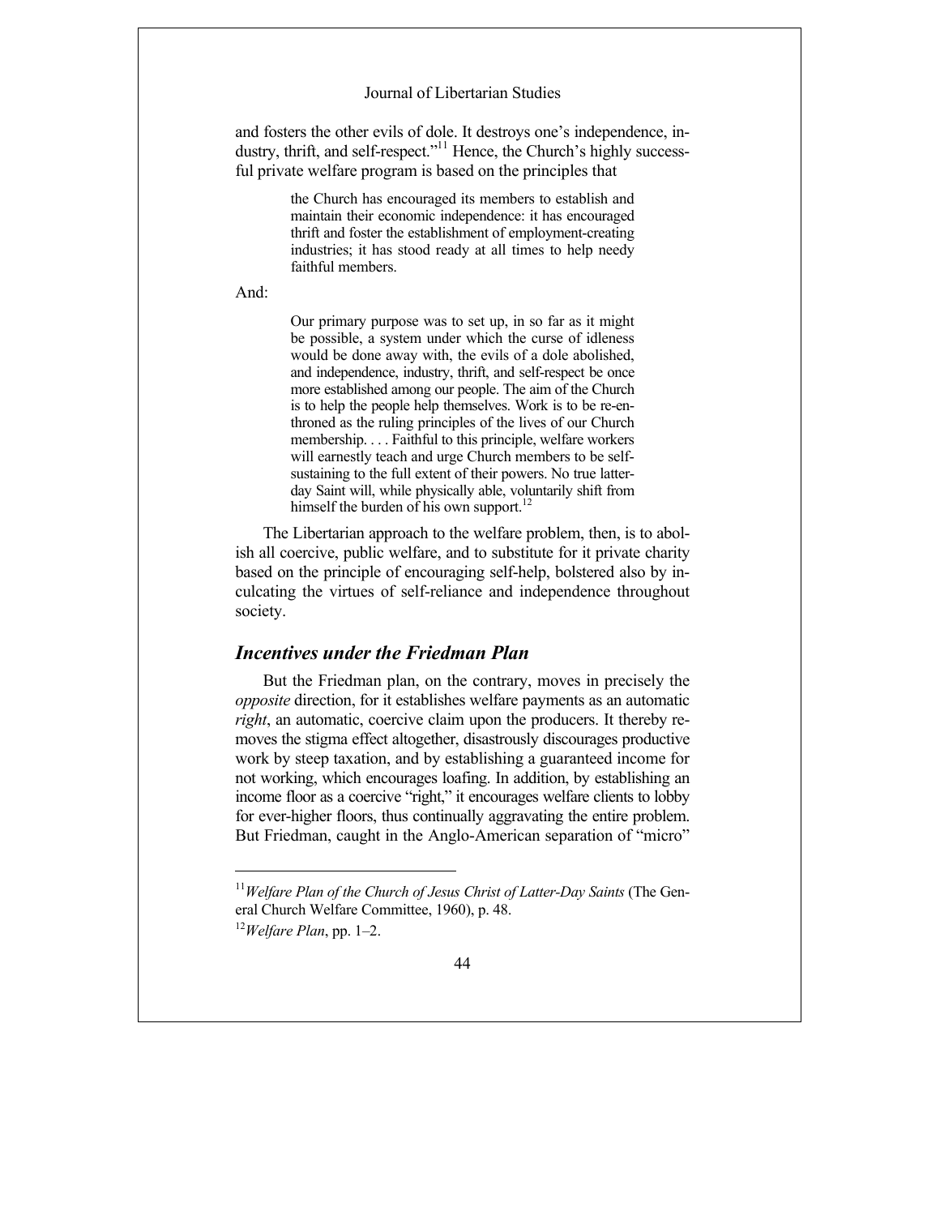and fosters the other evils of dole. It destroys one's independence, industry, thrift, and self-respect."[11] Hence, the Church's highly successful private welfare program is based on the principles that

> the Church has encouraged its members to establish and maintain their economic independence: it has encouraged thrift and foster the establishment of employment-creating industries; it has stood ready at all times to help needy faithful members.

And:

> Our primary purpose was to set up, in so far as it might be possible, a system under which the curse of idleness would be done away with, the evils of a dole abolished, and independence, industry, thrift, and self-respect be once more established among our people. The aim of the Church is to help the people help themselves. Work is to be re-enthroned as the ruling principles of the lives of our Church membership. . . . Faithful to this principle, welfare workers will earnestly teach and urge Church members to be self-sustaining to the full extent of their powers. No true latter-day Saint will, while physically able, voluntarily shift from himself the burden of his own support.[12]

The Libertarian approach to the welfare problem, then, is to abolish all coercive, public welfare, and to substitute for it private charity based on the principle of encouraging self-help, bolstered also by inculcating the virtues of self-reliance and independence throughout society.

## *Incentives under the Friedman Plan*

But the Friedman plan, on the contrary, moves in precisely the *opposite* direction, for it establishes welfare payments as an automatic *right*, an automatic, coercive claim upon the producers. It thereby removes the stigma effect altogether, disastrously discourages productive work by steep taxation, and by establishing a guaranteed income for not working, which encourages loafing. In addition, by establishing an income floor as a coercive "right," it encourages welfare clients to lobby for ever-higher floors, thus continually aggravating the entire problem. But Friedman, caught in the Anglo-American separation of "micro"

---

[11] *Welfare Plan of the Church of Jesus Christ of Latter-Day Saints* (The General Church Welfare Committee, 1960), p. 48.

[12] *Welfare Plan*, pp. 1–2.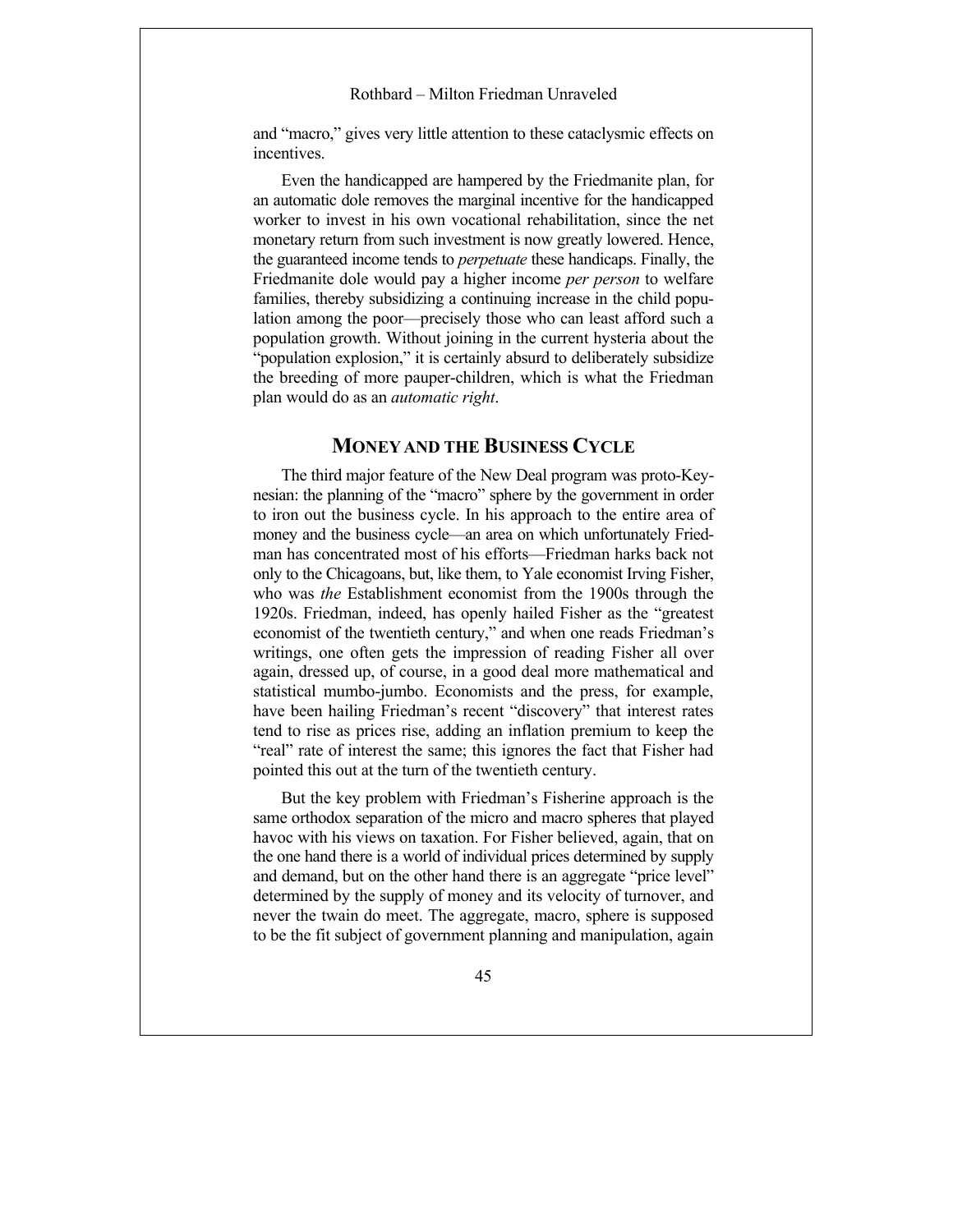and "macro," gives very little attention to these cataclysmic effects on incentives.

Even the handicapped are hampered by the Friedmanite plan, for an automatic dole removes the marginal incentive for the handicapped worker to invest in his own vocational rehabilitation, since the net monetary return from such investment is now greatly lowered. Hence, the guaranteed income tends to *perpetuate* these handicaps. Finally, the Friedmanite dole would pay a higher income *per person* to welfare families, thereby subsidizing a continuing increase in the child population among the poor—precisely those who can least afford such a population growth. Without joining in the current hysteria about the "population explosion," it is certainly absurd to deliberately subsidize the breeding of more pauper-children, which is what the Friedman plan would do as an *automatic right*.

## MONEY AND THE BUSINESS CYCLE

The third major feature of the New Deal program was proto-Keynesian: the planning of the "macro" sphere by the government in order to iron out the business cycle. In his approach to the entire area of money and the business cycle—an area on which unfortunately Friedman has concentrated most of his efforts—Friedman harks back not only to the Chicagoans, but, like them, to Yale economist Irving Fisher, who was *the* Establishment economist from the 1900s through the 1920s. Friedman, indeed, has openly hailed Fisher as the "greatest economist of the twentieth century," and when one reads Friedman's writings, one often gets the impression of reading Fisher all over again, dressed up, of course, in a good deal more mathematical and statistical mumbo-jumbo. Economists and the press, for example, have been hailing Friedman's recent "discovery" that interest rates tend to rise as prices rise, adding an inflation premium to keep the "real" rate of interest the same; this ignores the fact that Fisher had pointed this out at the turn of the twentieth century.

But the key problem with Friedman's Fisherine approach is the same orthodox separation of the micro and macro spheres that played havoc with his views on taxation. For Fisher believed, again, that on the one hand there is a world of individual prices determined by supply and demand, but on the other hand there is an aggregate "price level" determined by the supply of money and its velocity of turnover, and never the twain do meet. The aggregate, macro, sphere is supposed to be the fit subject of government planning and manipulation, again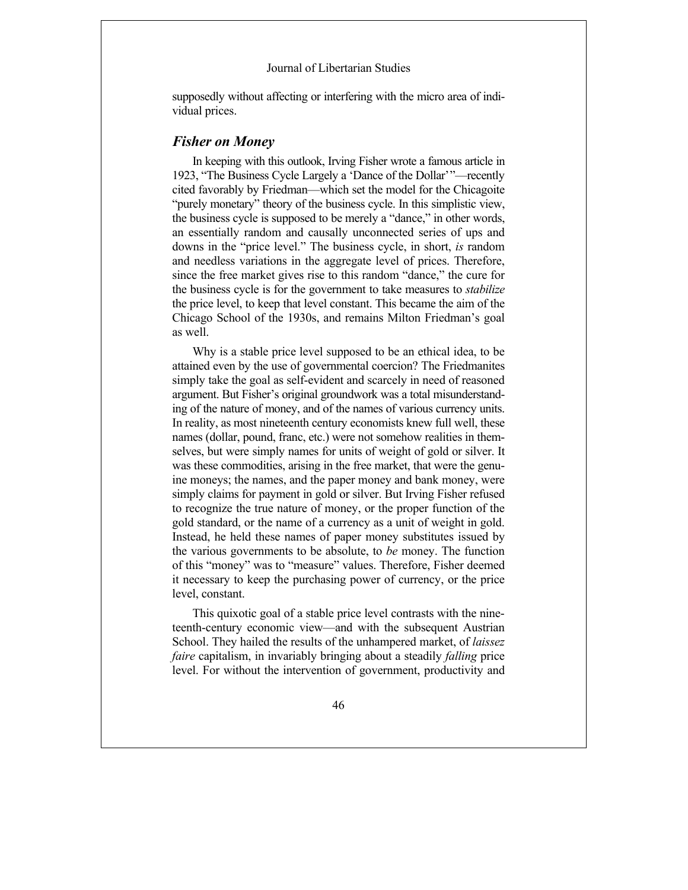supposedly without affecting or interfering with the micro area of individual prices.

## *Fisher on Money*

In keeping with this outlook, Irving Fisher wrote a famous article in 1923, "The Business Cycle Largely a 'Dance of the Dollar'"—recently cited favorably by Friedman—which set the model for the Chicagoite "purely monetary" theory of the business cycle. In this simplistic view, the business cycle is supposed to be merely a "dance," in other words, an essentially random and causally unconnected series of ups and downs in the "price level." The business cycle, in short, *is* random and needless variations in the aggregate level of prices. Therefore, since the free market gives rise to this random "dance," the cure for the business cycle is for the government to take measures to *stabilize* the price level, to keep that level constant. This became the aim of the Chicago School of the 1930s, and remains Milton Friedman's goal as well.

Why is a stable price level supposed to be an ethical idea, to be attained even by the use of governmental coercion? The Friedmanites simply take the goal as self-evident and scarcely in need of reasoned argument. But Fisher's original groundwork was a total misunderstanding of the nature of money, and of the names of various currency units. In reality, as most nineteenth century economists knew full well, these names (dollar, pound, franc, etc.) were not somehow realities in themselves, but were simply names for units of weight of gold or silver. It was these commodities, arising in the free market, that were the genuine moneys; the names, and the paper money and bank money, were simply claims for payment in gold or silver. But Irving Fisher refused to recognize the true nature of money, or the proper function of the gold standard, or the name of a currency as a unit of weight in gold. Instead, he held these names of paper money substitutes issued by the various governments to be absolute, to *be* money. The function of this "money" was to "measure" values. Therefore, Fisher deemed it necessary to keep the purchasing power of currency, or the price level, constant.

This quixotic goal of a stable price level contrasts with the nineteenth-century economic view—and with the subsequent Austrian School. They hailed the results of the unhampered market, of *laissez faire* capitalism, in invariably bringing about a steadily *falling* price level. For without the intervention of government, productivity and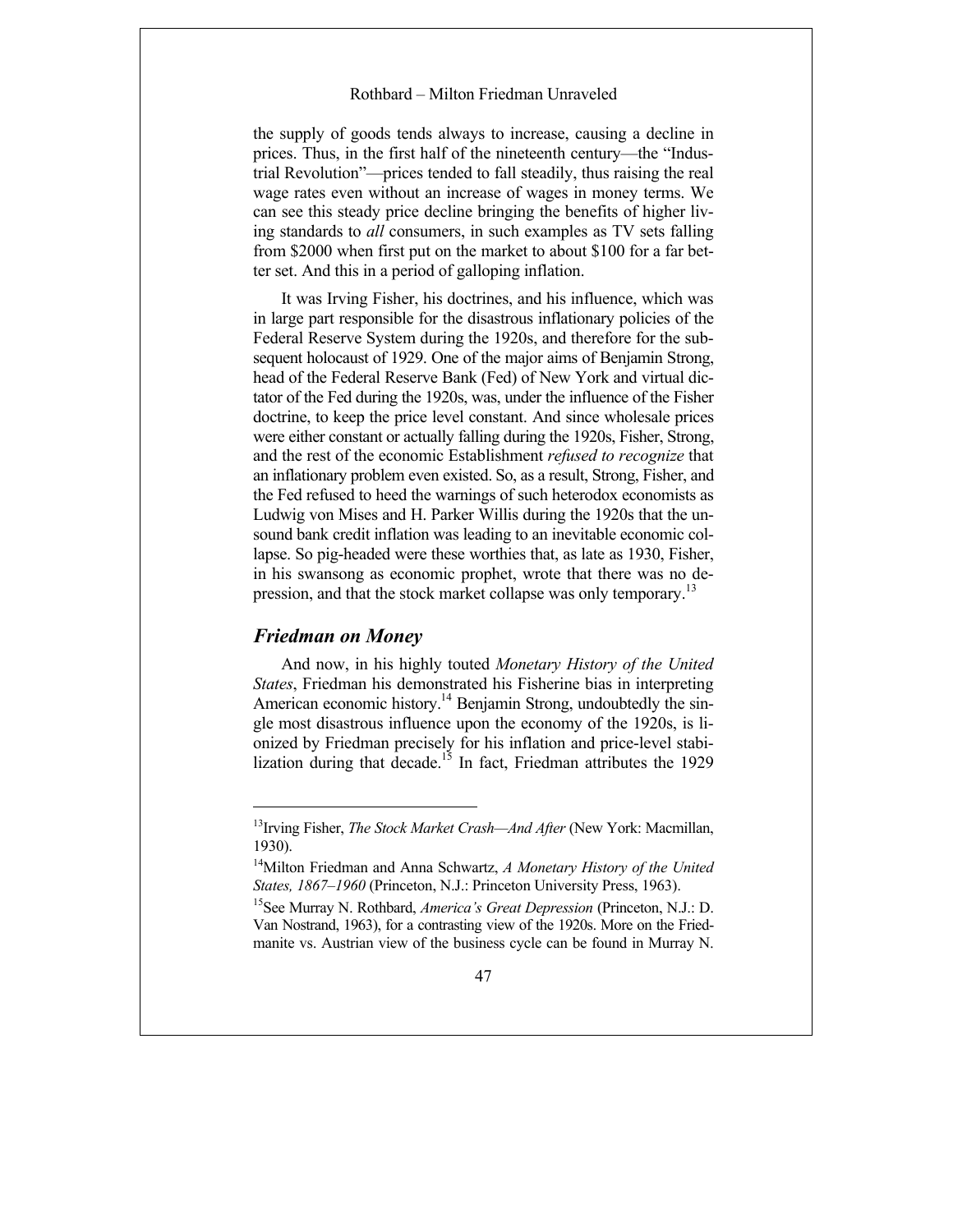the supply of goods tends always to increase, causing a decline in prices. Thus, in the first half of the nineteenth century—the "Industrial Revolution"—prices tended to fall steadily, thus raising the real wage rates even without an increase of wages in money terms. We can see this steady price decline bringing the benefits of higher living standards to *all* consumers, in such examples as TV sets falling from $2000 when first put on the market to about $100 for a far better set. And this in a period of galloping inflation.

It was Irving Fisher, his doctrines, and his influence, which was in large part responsible for the disastrous inflationary policies of the Federal Reserve System during the 1920s, and therefore for the subsequent holocaust of 1929. One of the major aims of Benjamin Strong, head of the Federal Reserve Bank (Fed) of New York and virtual dictator of the Fed during the 1920s, was, under the influence of the Fisher doctrine, to keep the price level constant. And since wholesale prices were either constant or actually falling during the 1920s, Fisher, Strong, and the rest of the economic Establishment *refused to recognize* that an inflationary problem even existed. So, as a result, Strong, Fisher, and the Fed refused to heed the warnings of such heterodox economists as Ludwig von Mises and H. Parker Willis during the 1920s that the unsound bank credit inflation was leading to an inevitable economic collapse. So pig-headed were these worthies that, as late as 1930, Fisher, in his swansong as economic prophet, wrote that there was no depression, and that the stock market collapse was only temporary.[13]

## *Friedman on Money*

And now, in his highly touted *Monetary History of the United States*, Friedman his demonstrated his Fisherine bias in interpreting American economic history.[14] Benjamin Strong, undoubtedly the single most disastrous influence upon the economy of the 1920s, is lionized by Friedman precisely for his inflation and price-level stabilization during that decade.[15] In fact, Friedman attributes the 1929

---

[13]Irving Fisher, *The Stock Market Crash—And After* (New York: Macmillan, 1930).

[14]Milton Friedman and Anna Schwartz, *A Monetary History of the United States, 1867–1960* (Princeton, N.J.: Princeton University Press, 1963).

[15]See Murray N. Rothbard, *America's Great Depression* (Princeton, N.J.: D. Van Nostrand, 1963), for a contrasting view of the 1920s. More on the Friedmanite vs. Austrian view of the business cycle can be found in Murray N.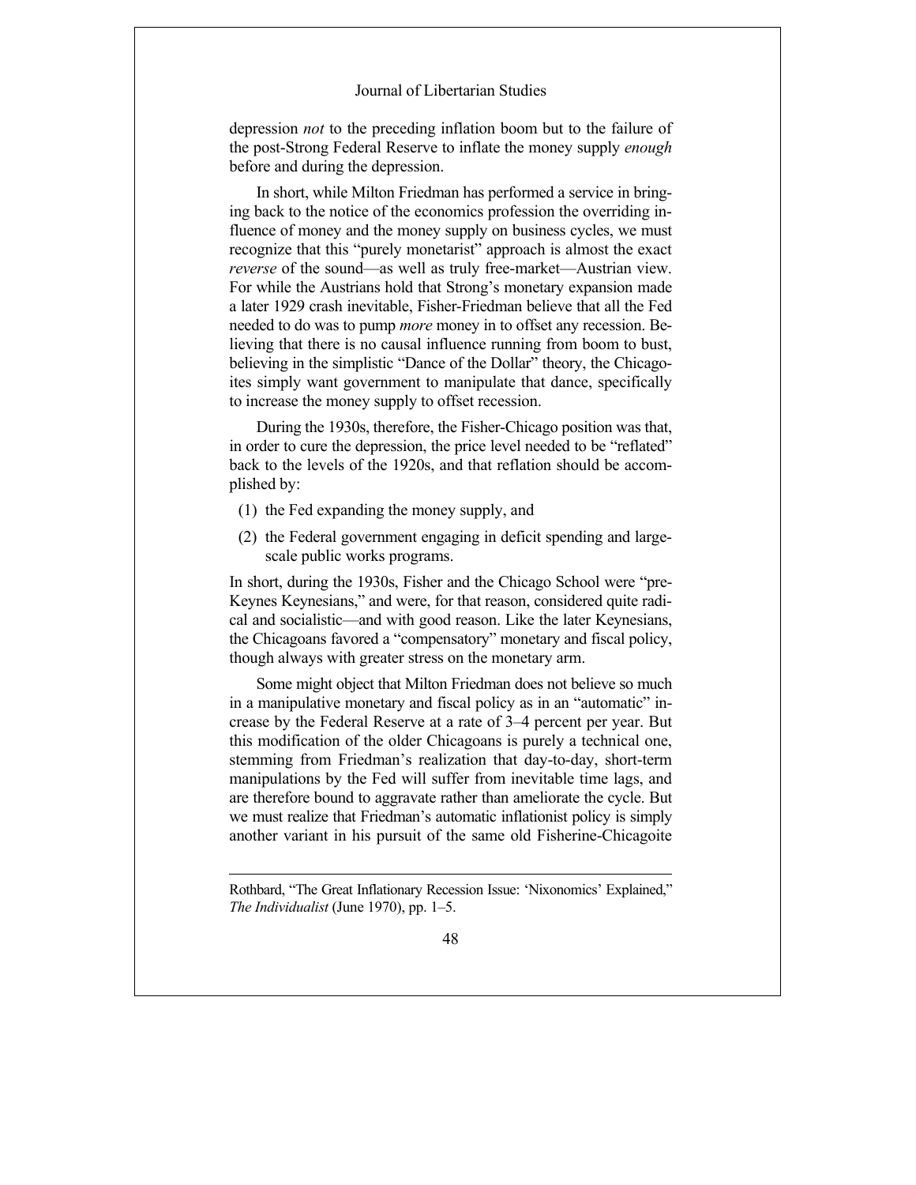depression *not* to the preceding inflation boom but to the failure of the post-Strong Federal Reserve to inflate the money supply *enough* before and during the depression.

In short, while Milton Friedman has performed a service in bringing back to the notice of the economics profession the overriding influence of money and the money supply on business cycles, we must recognize that this "purely monetarist" approach is almost the exact *reverse* of the sound—as well as truly free-market—Austrian view. For while the Austrians hold that Strong's monetary expansion made a later 1929 crash inevitable, Fisher-Friedman believe that all the Fed needed to do was to pump *more* money in to offset any recession. Believing that there is no causal influence running from boom to bust, believing in the simplistic "Dance of the Dollar" theory, the Chicagoites simply want government to manipulate that dance, specifically to increase the money supply to offset recession.

During the 1930s, therefore, the Fisher-Chicago position was that, in order to cure the depression, the price level needed to be "reflated" back to the levels of the 1920s, and that reflation should be accomplished by:

(1) the Fed expanding the money supply, and

(2) the Federal government engaging in deficit spending and large-scale public works programs.

In short, during the 1930s, Fisher and the Chicago School were "pre-Keynes Keynesians," and were, for that reason, considered quite radical and socialistic—and with good reason. Like the later Keynesians, the Chicagoans favored a "compensatory" monetary and fiscal policy, though always with greater stress on the monetary arm.

Some might object that Milton Friedman does not believe so much in a manipulative monetary and fiscal policy as in an "automatic" increase by the Federal Reserve at a rate of 3–4 percent per year. But this modification of the older Chicagoans is purely a technical one, stemming from Friedman's realization that day-to-day, short-term manipulations by the Fed will suffer from inevitable time lags, and are therefore bound to aggravate rather than ameliorate the cycle. But we must realize that Friedman's automatic inflationist policy is simply another variant in his pursuit of the same old Fisherine-Chicagoite

---

Rothbard, "The Great Inflationary Recession Issue: 'Nixonomics' Explained," *The Individualist* (June 1970), pp. 1–5.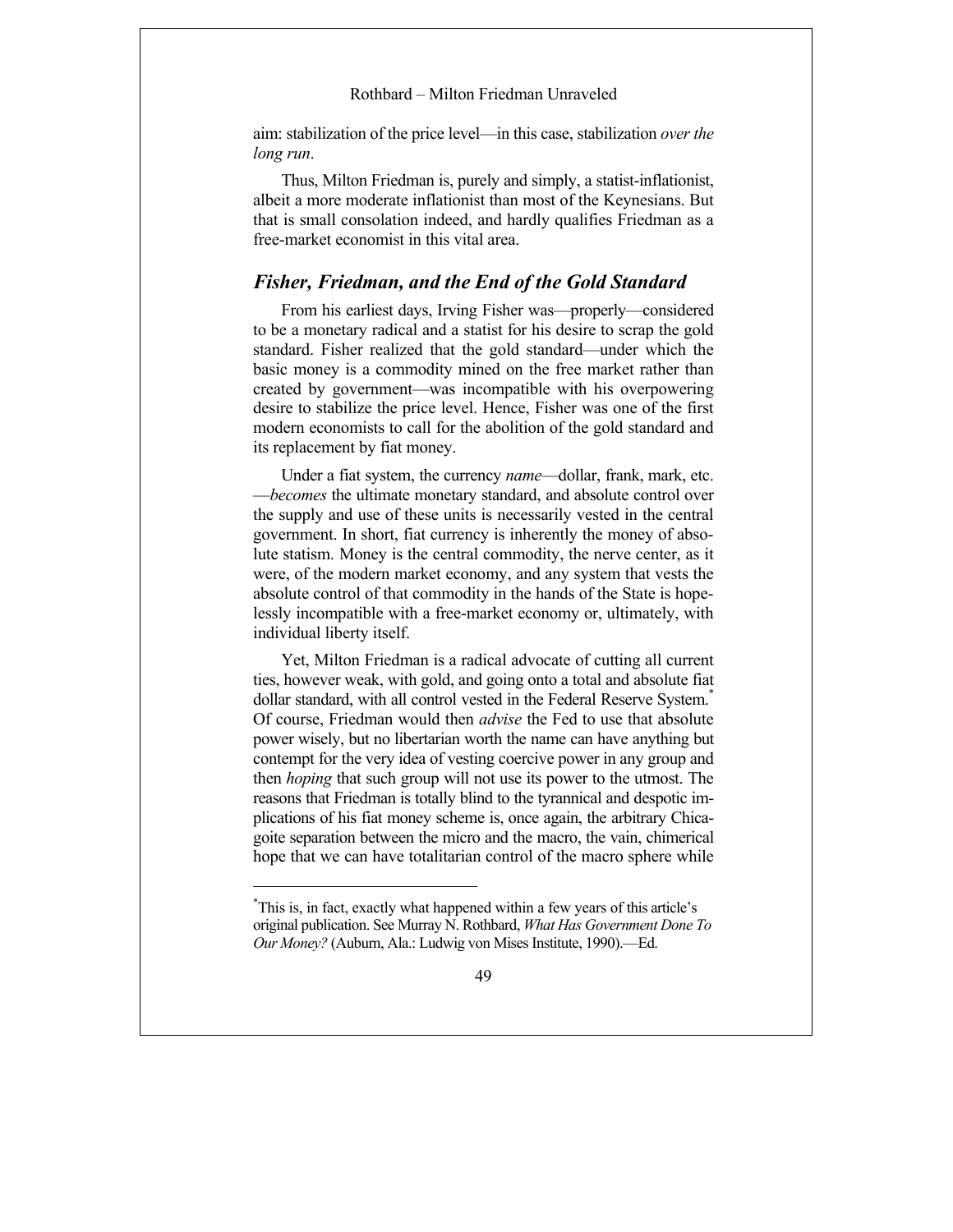aim: stabilization of the price level—in this case, stabilization *over the long run*.

Thus, Milton Friedman is, purely and simply, a statist-inflationist, albeit a more moderate inflationist than most of the Keynesians. But that is small consolation indeed, and hardly qualifies Friedman as a free-market economist in this vital area.

## *Fisher, Friedman, and the End of the Gold Standard*

From his earliest days, Irving Fisher was—properly—considered to be a monetary radical and a statist for his desire to scrap the gold standard. Fisher realized that the gold standard—under which the basic money is a commodity mined on the free market rather than created by government—was incompatible with his overpowering desire to stabilize the price level. Hence, Fisher was one of the first modern economists to call for the abolition of the gold standard and its replacement by fiat money.

Under a fiat system, the currency *name*—dollar, frank, mark, etc.—*becomes* the ultimate monetary standard, and absolute control over the supply and use of these units is necessarily vested in the central government. In short, fiat currency is inherently the money of absolute statism. Money is the central commodity, the nerve center, as it were, of the modern market economy, and any system that vests the absolute control of that commodity in the hands of the State is hopelessly incompatible with a free-market economy or, ultimately, with individual liberty itself.

Yet, Milton Friedman is a radical advocate of cutting all current ties, however weak, with gold, and going onto a total and absolute fiat dollar standard, with all control vested in the Federal Reserve System.* Of course, Friedman would then *advise* the Fed to use that absolute power wisely, but no libertarian worth the name can have anything but contempt for the very idea of vesting coercive power in any group and then *hoping* that such group will not use its power to the utmost. The reasons that Friedman is totally blind to the tyrannical and despotic implications of his fiat money scheme is, once again, the arbitrary Chicagoite separation between the micro and the macro, the vain, chimerical hope that we can have totalitarian control of the macro sphere while

---

*This is, in fact, exactly what happened within a few years of this article's original publication. See Murray N. Rothbard, *What Has Government Done To Our Money?* (Auburn, Ala.: Ludwig von Mises Institute, 1990).—Ed.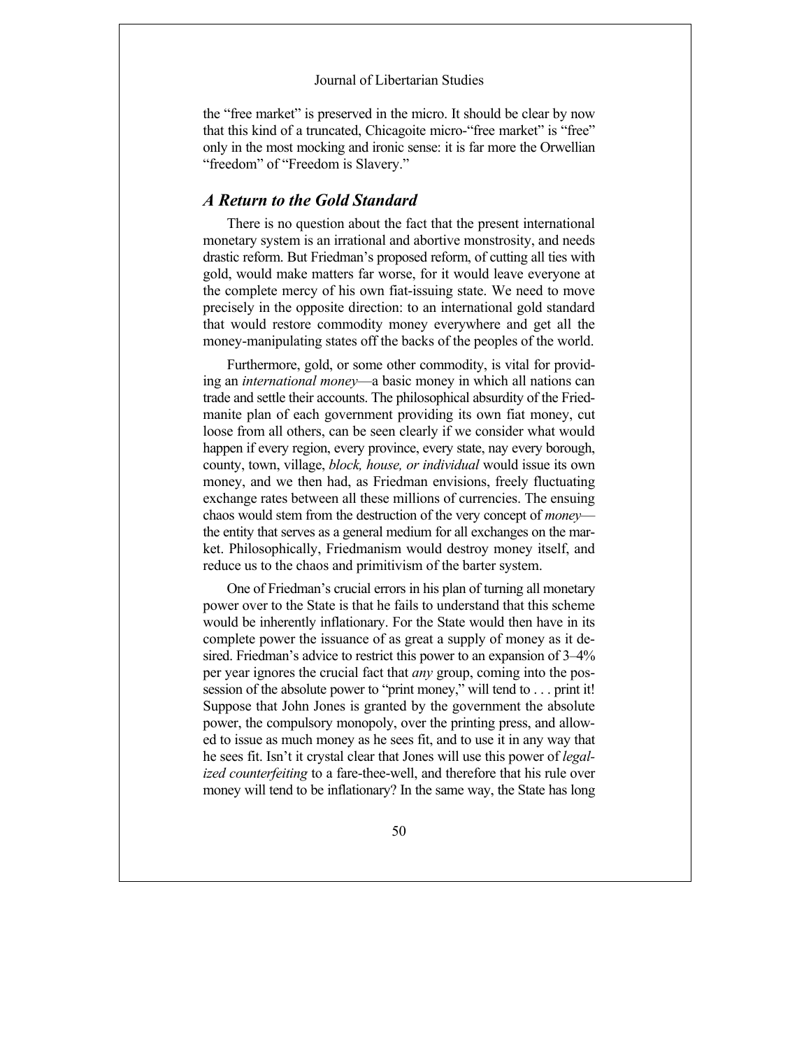the "free market" is preserved in the micro. It should be clear by now that this kind of a truncated, Chicagoite micro-"free market" is "free" only in the most mocking and ironic sense: it is far more the Orwellian "freedom" of "Freedom is Slavery."

## *A Return to the Gold Standard*

There is no question about the fact that the present international monetary system is an irrational and abortive monstrosity, and needs drastic reform. But Friedman's proposed reform, of cutting all ties with gold, would make matters far worse, for it would leave everyone at the complete mercy of his own fiat-issuing state. We need to move precisely in the opposite direction: to an international gold standard that would restore commodity money everywhere and get all the money-manipulating states off the backs of the peoples of the world.

Furthermore, gold, or some other commodity, is vital for providing an *international money*—a basic money in which all nations can trade and settle their accounts. The philosophical absurdity of the Friedmanite plan of each government providing its own fiat money, cut loose from all others, can be seen clearly if we consider what would happen if every region, every province, every state, nay every borough, county, town, village, *block, house, or individual* would issue its own money, and we then had, as Friedman envisions, freely fluctuating exchange rates between all these millions of currencies. The ensuing chaos would stem from the destruction of the very concept of *money*—the entity that serves as a general medium for all exchanges on the market. Philosophically, Friedmanism would destroy money itself, and reduce us to the chaos and primitivism of the barter system.

One of Friedman's crucial errors in his plan of turning all monetary power over to the State is that he fails to understand that this scheme would be inherently inflationary. For the State would then have in its complete power the issuance of as great a supply of money as it desired. Friedman's advice to restrict this power to an expansion of 3–4% per year ignores the crucial fact that *any* group, coming into the possession of the absolute power to "print money," will tend to . . . print it! Suppose that John Jones is granted by the government the absolute power, the compulsory monopoly, over the printing press, and allowed to issue as much money as he sees fit, and to use it in any way that he sees fit. Isn't it crystal clear that Jones will use this power of *legalized counterfeiting* to a fare-thee-well, and therefore that his rule over money will tend to be inflationary? In the same way, the State has long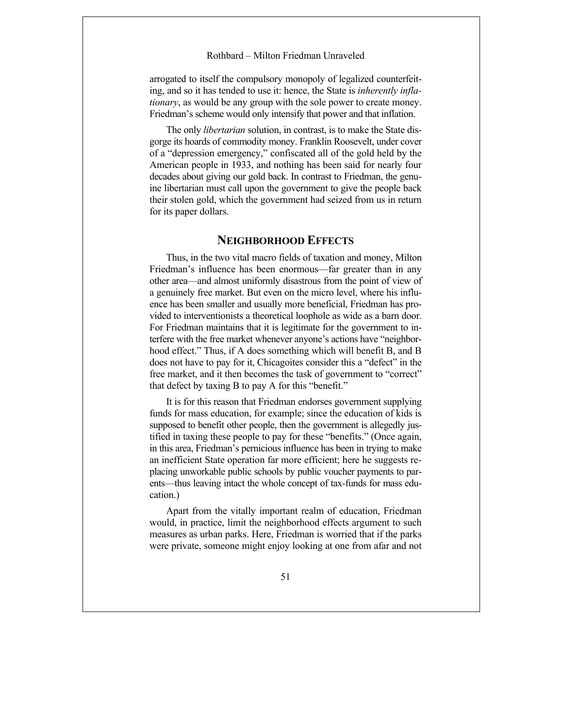arrogated to itself the compulsory monopoly of legalized counterfeiting, and so it has tended to use it: hence, the State is *inherently inflationary*, as would be any group with the sole power to create money. Friedman's scheme would only intensify that power and that inflation.

The only *libertarian* solution, in contrast, is to make the State disgorge its hoards of commodity money. Franklin Roosevelt, under cover of a "depression emergency," confiscated all of the gold held by the American people in 1933, and nothing has been said for nearly four decades about giving our gold back. In contrast to Friedman, the genuine libertarian must call upon the government to give the people back their stolen gold, which the government had seized from us in return for its paper dollars.

## NEIGHBORHOOD EFFECTS

Thus, in the two vital macro fields of taxation and money, Milton Friedman's influence has been enormous—far greater than in any other area—and almost uniformly disastrous from the point of view of a genuinely free market. But even on the micro level, where his influence has been smaller and usually more beneficial, Friedman has provided to interventionists a theoretical loophole as wide as a barn door. For Friedman maintains that it is legitimate for the government to interfere with the free market whenever anyone's actions have "neighborhood effect." Thus, if A does something which will benefit B, and B does not have to pay for it, Chicagoites consider this a "defect" in the free market, and it then becomes the task of government to "correct" that defect by taxing B to pay A for this "benefit."

It is for this reason that Friedman endorses government supplying funds for mass education, for example; since the education of kids is supposed to benefit other people, then the government is allegedly justified in taxing these people to pay for these "benefits." (Once again, in this area, Friedman's pernicious influence has been in trying to make an inefficient State operation far more efficient; here he suggests replacing unworkable public schools by public voucher payments to parents—thus leaving intact the whole concept of tax-funds for mass education.)

Apart from the vitally important realm of education, Friedman would, in practice, limit the neighborhood effects argument to such measures as urban parks. Here, Friedman is worried that if the parks were private, someone might enjoy looking at one from afar and not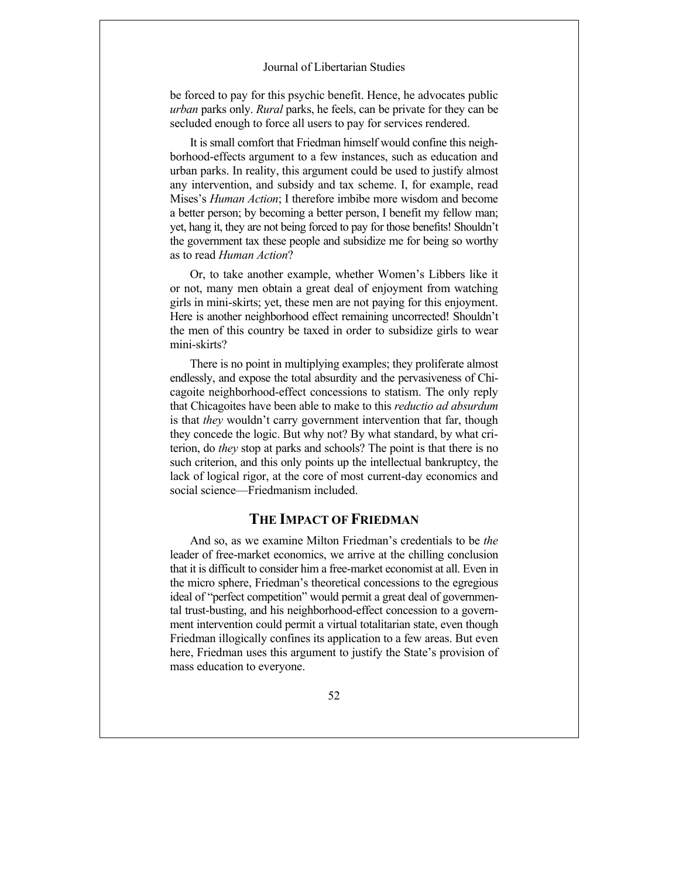be forced to pay for this psychic benefit. Hence, he advocates public *urban* parks only. *Rural* parks, he feels, can be private for they can be secluded enough to force all users to pay for services rendered.

It is small comfort that Friedman himself would confine this neighborhood-effects argument to a few instances, such as education and urban parks. In reality, this argument could be used to justify almost any intervention, and subsidy and tax scheme. I, for example, read Mises's *Human Action*; I therefore imbibe more wisdom and become a better person; by becoming a better person, I benefit my fellow man; yet, hang it, they are not being forced to pay for those benefits! Shouldn't the government tax these people and subsidize me for being so worthy as to read *Human Action*?

Or, to take another example, whether Women's Libbers like it or not, many men obtain a great deal of enjoyment from watching girls in mini-skirts; yet, these men are not paying for this enjoyment. Here is another neighborhood effect remaining uncorrected! Shouldn't the men of this country be taxed in order to subsidize girls to wear mini-skirts?

There is no point in multiplying examples; they proliferate almost endlessly, and expose the total absurdity and the pervasiveness of Chicagoite neighborhood-effect concessions to statism. The only reply that Chicagoites have been able to make to this *reductio ad absurdum* is that *they* wouldn't carry government intervention that far, though they concede the logic. But why not? By what standard, by what criterion, do *they* stop at parks and schools? The point is that there is no such criterion, and this only points up the intellectual bankruptcy, the lack of logical rigor, at the core of most current-day economics and social science—Friedmanism included.

## The Impact of Friedman

And so, as we examine Milton Friedman's credentials to be *the* leader of free-market economics, we arrive at the chilling conclusion that it is difficult to consider him a free-market economist at all. Even in the micro sphere, Friedman's theoretical concessions to the egregious ideal of "perfect competition" would permit a great deal of governmental trust-busting, and his neighborhood-effect concession to a government intervention could permit a virtual totalitarian state, even though Friedman illogically confines its application to a few areas. But even here, Friedman uses this argument to justify the State's provision of mass education to everyone.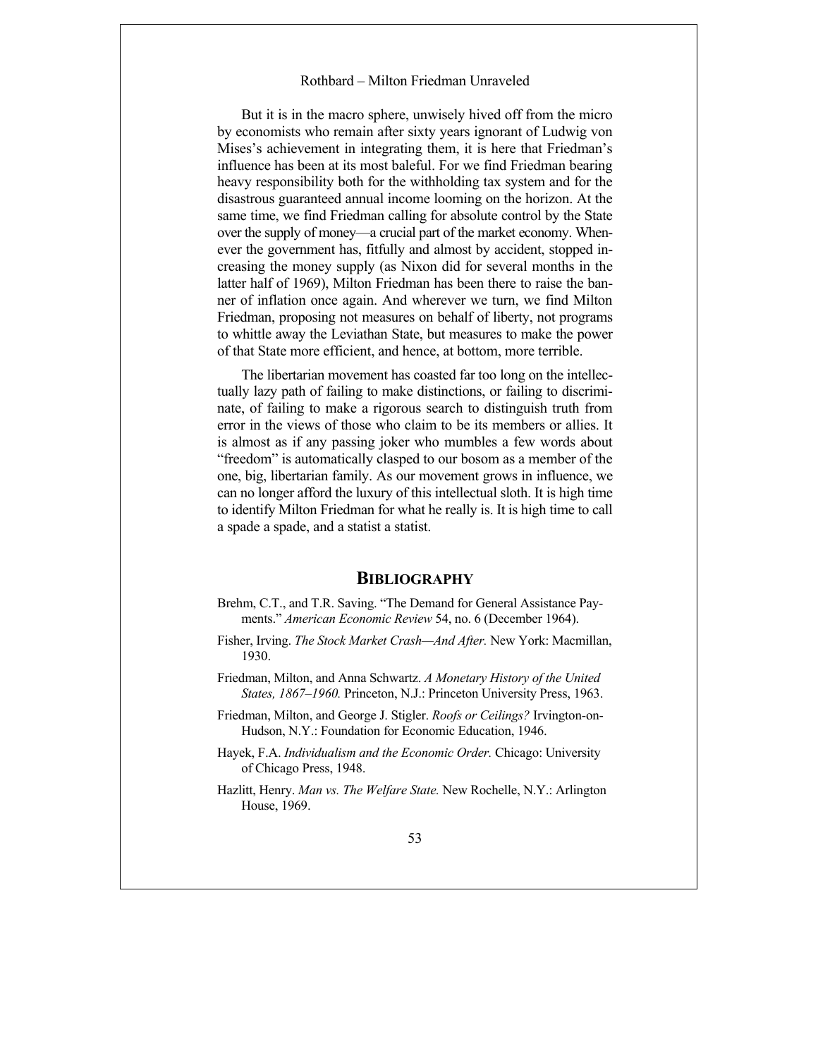But it is in the macro sphere, unwisely hived off from the micro by economists who remain after sixty years ignorant of Ludwig von Mises's achievement in integrating them, it is here that Friedman's influence has been at its most baleful. For we find Friedman bearing heavy responsibility both for the withholding tax system and for the disastrous guaranteed annual income looming on the horizon. At the same time, we find Friedman calling for absolute control by the State over the supply of money—a crucial part of the market economy. Whenever the government has, fitfully and almost by accident, stopped increasing the money supply (as Nixon did for several months in the latter half of 1969), Milton Friedman has been there to raise the banner of inflation once again. And wherever we turn, we find Milton Friedman, proposing not measures on behalf of liberty, not programs to whittle away the Leviathan State, but measures to make the power of that State more efficient, and hence, at bottom, more terrible.

The libertarian movement has coasted far too long on the intellectually lazy path of failing to make distinctions, or failing to discriminate, of failing to make a rigorous search to distinguish truth from error in the views of those who claim to be its members or allies. It is almost as if any passing joker who mumbles a few words about "freedom" is automatically clasped to our bosom as a member of the one, big, libertarian family. As our movement grows in influence, we can no longer afford the luxury of this intellectual sloth. It is high time to identify Milton Friedman for what he really is. It is high time to call a spade a spade, and a statist a statist.

## BIBLIOGRAPHY

Brehm, C.T., and T.R. Saving. "The Demand for General Assistance Payments." *American Economic Review* 54, no. 6 (December 1964).

Fisher, Irving. *The Stock Market Crash—And After.* New York: Macmillan, 1930.

Friedman, Milton, and Anna Schwartz. *A Monetary History of the United States, 1867–1960.* Princeton, N.J.: Princeton University Press, 1963.

Friedman, Milton, and George J. Stigler. *Roofs or Ceilings?* Irvington-on-Hudson, N.Y.: Foundation for Economic Education, 1946.

Hayek, F.A. *Individualism and the Economic Order.* Chicago: University of Chicago Press, 1948.

Hazlitt, Henry. *Man vs. The Welfare State.* New Rochelle, N.Y.: Arlington House, 1969.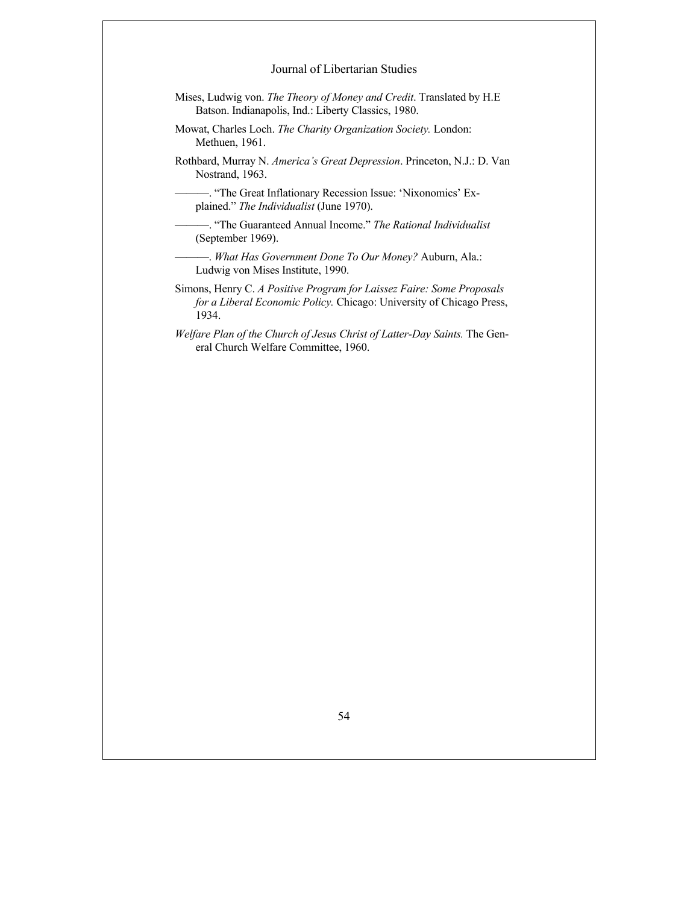Mises, Ludwig von. *The Theory of Money and Credit*. Translated by H.E Batson. Indianapolis, Ind.: Liberty Classics, 1980.

Mowat, Charles Loch. *The Charity Organization Society.* London: Methuen, 1961.

Rothbard, Murray N. *America's Great Depression*. Princeton, N.J.: D. Van Nostrand, 1963.

———. "The Great Inflationary Recession Issue: 'Nixonomics' Explained." *The Individualist* (June 1970).

———. "The Guaranteed Annual Income." *The Rational Individualist* (September 1969).

———. *What Has Government Done To Our Money?* Auburn, Ala.: Ludwig von Mises Institute, 1990.

Simons, Henry C. *A Positive Program for Laissez Faire: Some Proposals for a Liberal Economic Policy.* Chicago: University of Chicago Press, 1934.

*Welfare Plan of the Church of Jesus Christ of Latter-Day Saints.* The General Church Welfare Committee, 1960.